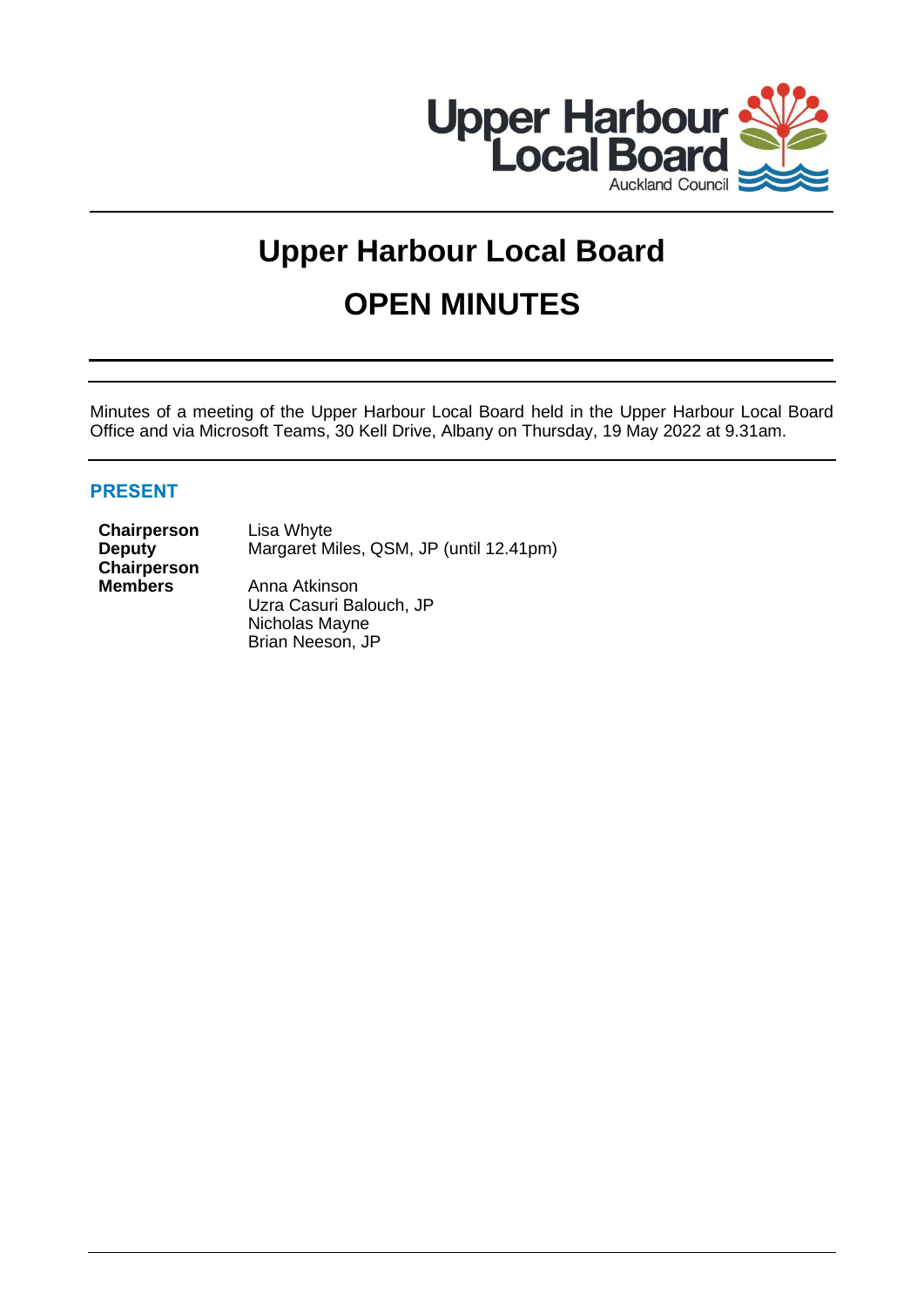# Upper Harbour Local Board

# OPEN MINUTES

Minutes of a meeting of the Upper Harbour Local Board held in the Upper Harbour Local Board Office and via Microsoft Teams, 30 Kell Drive, Albany on Thursday, 19 May 2022 at 9.31am.

## PRESENT

| | |
|---|---|
| **Chairperson** | Lisa Whyte |
| **Deputy Chairperson** | Margaret Miles, QSM, JP (until 12.41pm) |
| **Members** | Anna Atkinson |
| | Uzra Casuri Balouch, JP |
| | Nicholas Mayne |
| | Brian Neeson, JP |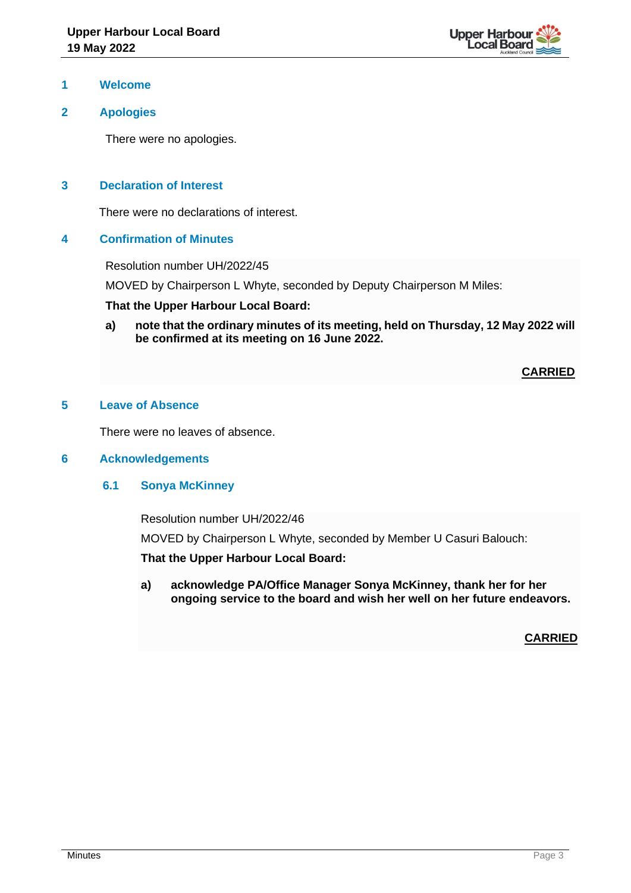## 1 Welcome

## 2 Apologies

There were no apologies.

## 3 Declaration of Interest

There were no declarations of interest.

## 4 Confirmation of Minutes

Resolution number UH/2022/45

MOVED by Chairperson L Whyte, seconded by Deputy Chairperson M Miles:

**That the Upper Harbour Local Board:**

**a) note that the ordinary minutes of its meeting, held on Thursday, 12 May 2022 will be confirmed at its meeting on 16 June 2022.**

**CARRIED**

## 5 Leave of Absence

There were no leaves of absence.

## 6 Acknowledgements

### 6.1 Sonya McKinney

Resolution number UH/2022/46

MOVED by Chairperson L Whyte, seconded by Member U Casuri Balouch:

**That the Upper Harbour Local Board:**

**a) acknowledge PA/Office Manager Sonya McKinney, thank her for her ongoing service to the board and wish her well on her future endeavors.**

**CARRIED**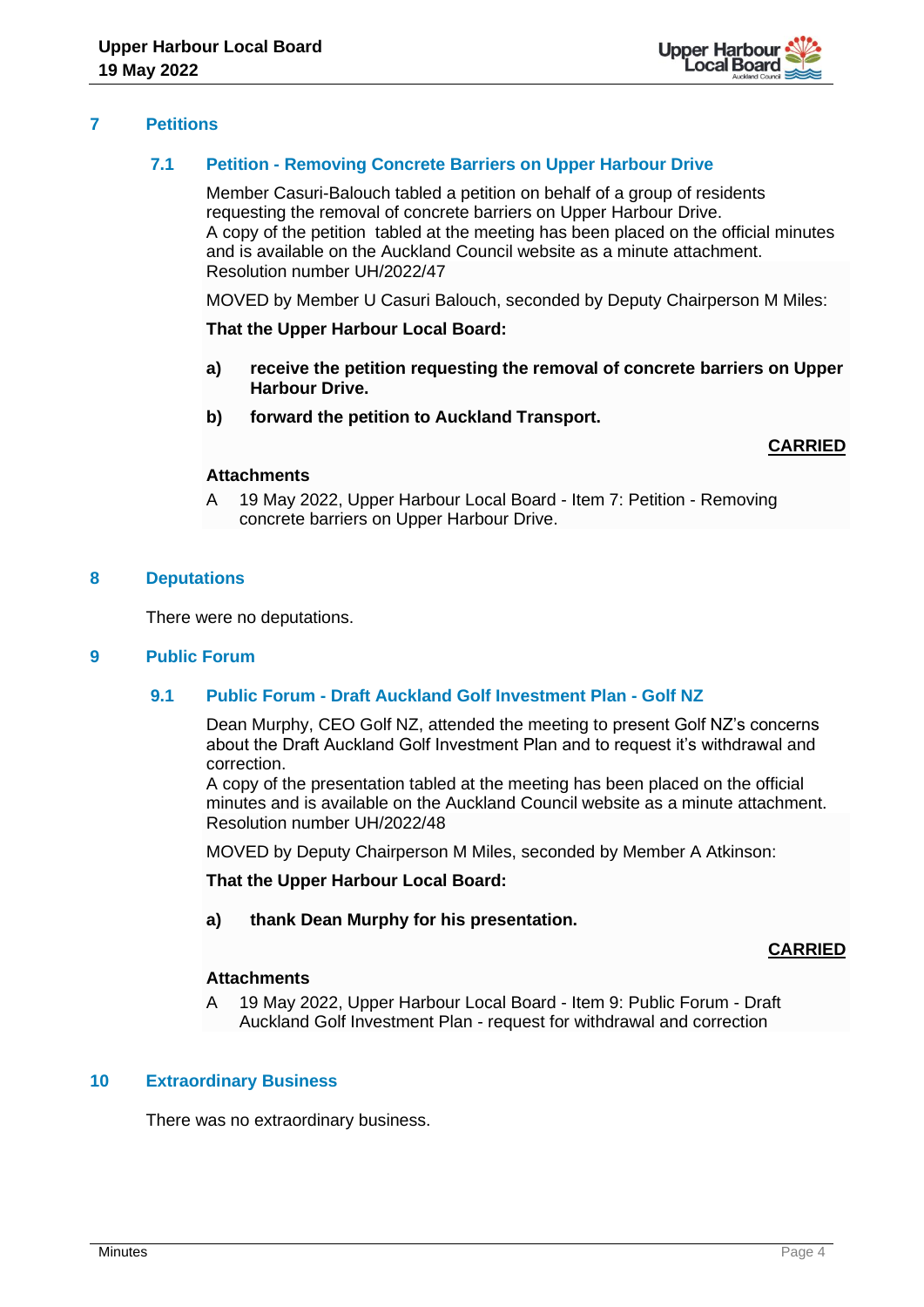## 7 Petitions

### 7.1 Petition - Removing Concrete Barriers on Upper Harbour Drive

Member Casuri-Balouch tabled a petition on behalf of a group of residents requesting the removal of concrete barriers on Upper Harbour Drive.
A copy of the petition tabled at the meeting has been placed on the official minutes and is available on the Auckland Council website as a minute attachment.
Resolution number UH/2022/47

MOVED by Member U Casuri Balouch, seconded by Deputy Chairperson M Miles:

**That the Upper Harbour Local Board:**

**a) receive the petition requesting the removal of concrete barriers on Upper Harbour Drive.**

**b) forward the petition to Auckland Transport.**

**CARRIED**

**Attachments**

A 19 May 2022, Upper Harbour Local Board - Item 7: Petition - Removing concrete barriers on Upper Harbour Drive.

## 8 Deputations

There were no deputations.

## 9 Public Forum

### 9.1 Public Forum - Draft Auckland Golf Investment Plan - Golf NZ

Dean Murphy, CEO Golf NZ, attended the meeting to present Golf NZ's concerns about the Draft Auckland Golf Investment Plan and to request it's withdrawal and correction.
A copy of the presentation tabled at the meeting has been placed on the official minutes and is available on the Auckland Council website as a minute attachment.
Resolution number UH/2022/48

MOVED by Deputy Chairperson M Miles, seconded by Member A Atkinson:

**That the Upper Harbour Local Board:**

**a) thank Dean Murphy for his presentation.**

**CARRIED**

**Attachments**

A 19 May 2022, Upper Harbour Local Board - Item 9: Public Forum - Draft Auckland Golf Investment Plan - request for withdrawal and correction

## 10 Extraordinary Business

There was no extraordinary business.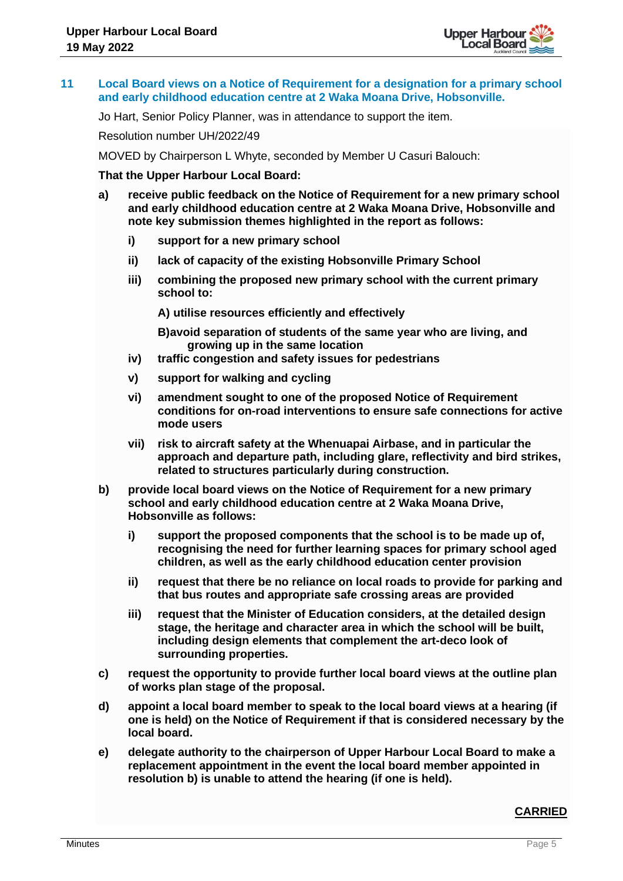## 11 Local Board views on a Notice of Requirement for a designation for a primary school and early childhood education centre at 2 Waka Moana Drive, Hobsonville.

Jo Hart, Senior Policy Planner, was in attendance to support the item.

Resolution number UH/2022/49

MOVED by Chairperson L Whyte, seconded by Member U Casuri Balouch:

**That the Upper Harbour Local Board:**

**a) receive public feedback on the Notice of Requirement for a new primary school and early childhood education centre at 2 Waka Moana Drive, Hobsonville and note key submission themes highlighted in the report as follows:**

- **i) support for a new primary school**
- **ii) lack of capacity of the existing Hobsonville Primary School**
- **iii) combining the proposed new primary school with the current primary school to:**
  - **A) utilise resources efficiently and effectively**
  - **B)avoid separation of students of the same year who are living, and growing up in the same location**
- **iv) traffic congestion and safety issues for pedestrians**
- **v) support for walking and cycling**
- **vi) amendment sought to one of the proposed Notice of Requirement conditions for on-road interventions to ensure safe connections for active mode users**
- **vii) risk to aircraft safety at the Whenuapai Airbase, and in particular the approach and departure path, including glare, reflectivity and bird strikes, related to structures particularly during construction.**

**b) provide local board views on the Notice of Requirement for a new primary school and early childhood education centre at 2 Waka Moana Drive, Hobsonville as follows:**

- **i) support the proposed components that the school is to be made up of, recognising the need for further learning spaces for primary school aged children, as well as the early childhood education center provision**
- **ii) request that there be no reliance on local roads to provide for parking and that bus routes and appropriate safe crossing areas are provided**
- **iii) request that the Minister of Education considers, at the detailed design stage, the heritage and character area in which the school will be built, including design elements that complement the art-deco look of surrounding properties.**

**c) request the opportunity to provide further local board views at the outline plan of works plan stage of the proposal.**

**d) appoint a local board member to speak to the local board views at a hearing (if one is held) on the Notice of Requirement if that is considered necessary by the local board.**

**e) delegate authority to the chairperson of Upper Harbour Local Board to make a replacement appointment in the event the local board member appointed in resolution b) is unable to attend the hearing (if one is held).**

**CARRIED**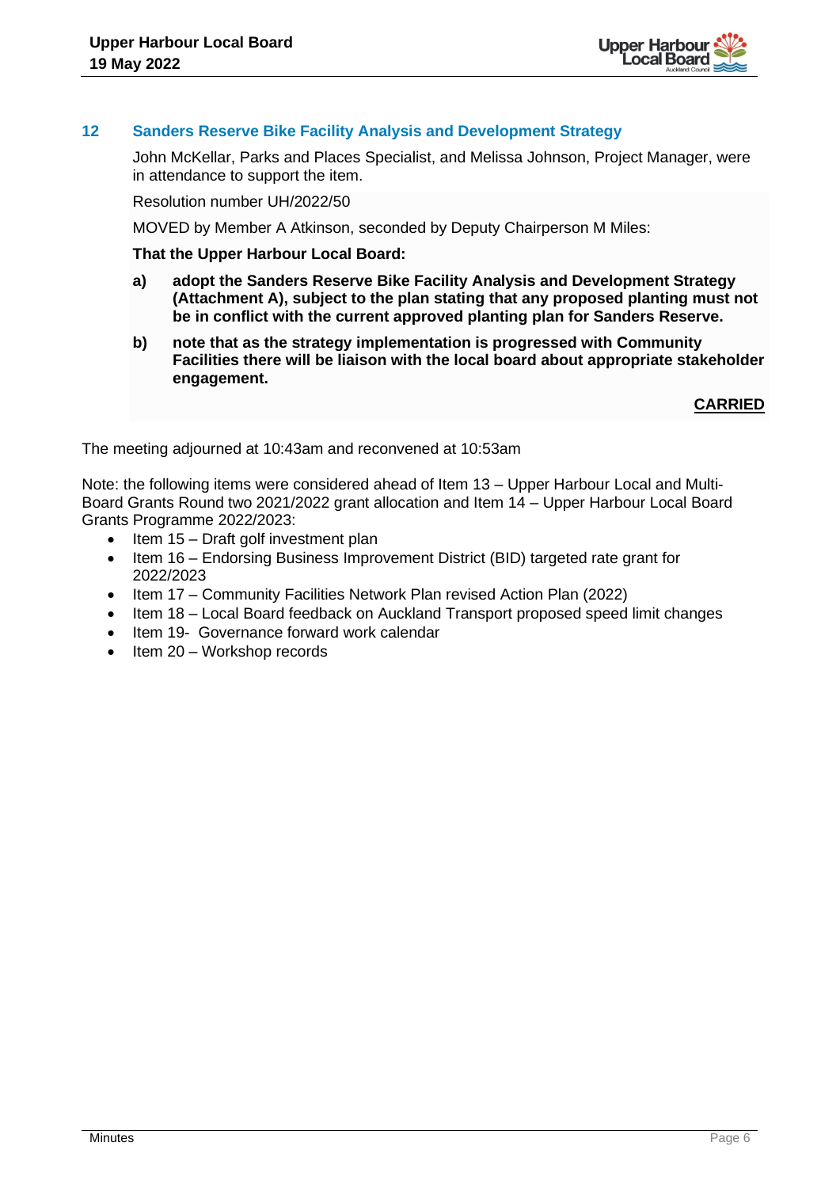## 12 Sanders Reserve Bike Facility Analysis and Development Strategy

John McKellar, Parks and Places Specialist, and Melissa Johnson, Project Manager, were in attendance to support the item.

Resolution number UH/2022/50

MOVED by Member A Atkinson, seconded by Deputy Chairperson M Miles:

**That the Upper Harbour Local Board:**

**a) adopt the Sanders Reserve Bike Facility Analysis and Development Strategy (Attachment A), subject to the plan stating that any proposed planting must not be in conflict with the current approved planting plan for Sanders Reserve.**

**b) note that as the strategy implementation is progressed with Community Facilities there will be liaison with the local board about appropriate stakeholder engagement.**

**CARRIED**

The meeting adjourned at 10:43am and reconvened at 10:53am

Note: the following items were considered ahead of Item 13 – Upper Harbour Local and Multi-Board Grants Round two 2021/2022 grant allocation and Item 14 – Upper Harbour Local Board Grants Programme 2022/2023:

- Item 15 – Draft golf investment plan
- Item 16 – Endorsing Business Improvement District (BID) targeted rate grant for 2022/2023
- Item 17 – Community Facilities Network Plan revised Action Plan (2022)
- Item 18 – Local Board feedback on Auckland Transport proposed speed limit changes
- Item 19- Governance forward work calendar
- Item 20 – Workshop records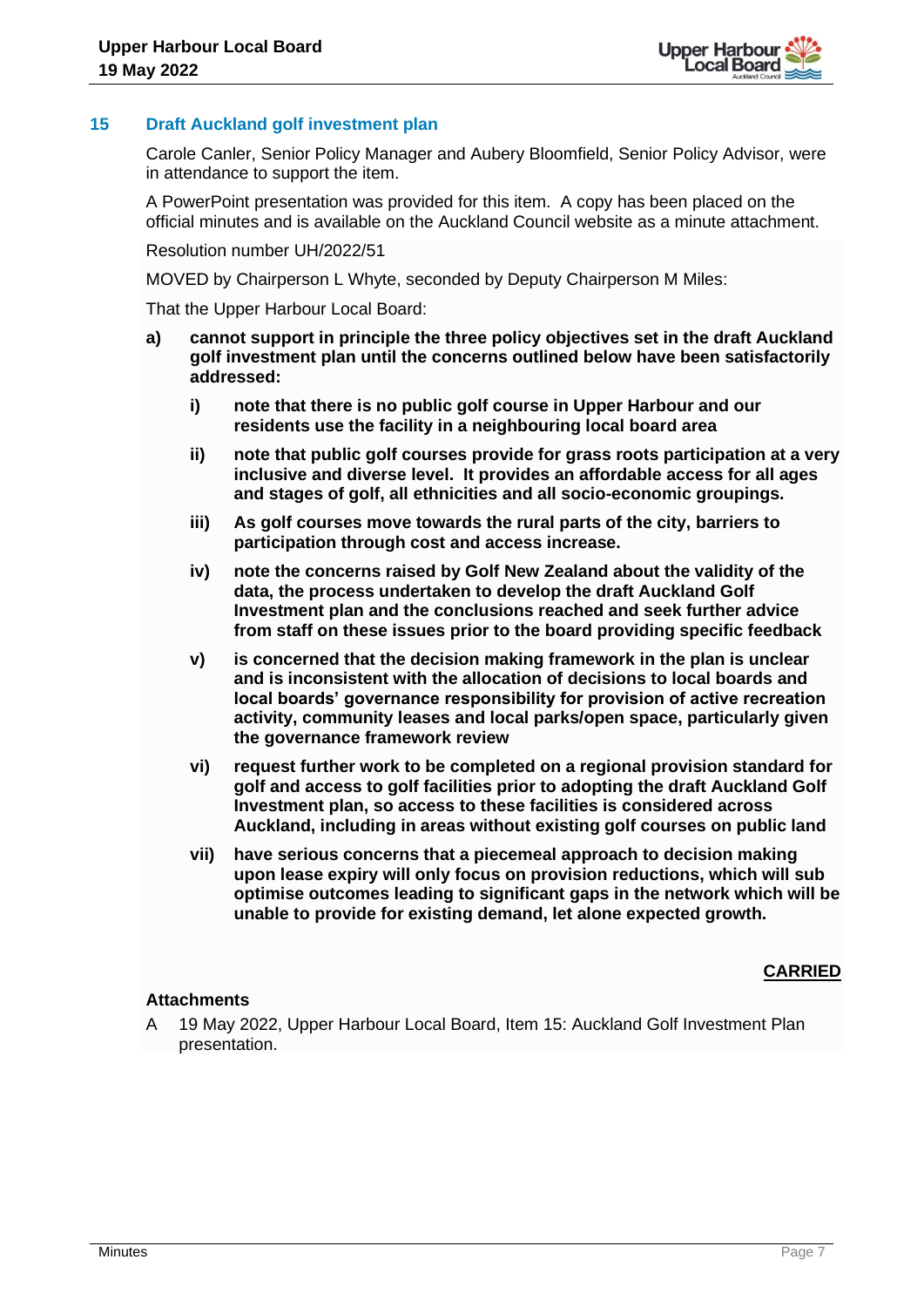## 15 Draft Auckland golf investment plan

Carole Canler, Senior Policy Manager and Aubery Bloomfield, Senior Policy Advisor, were in attendance to support the item.

A PowerPoint presentation was provided for this item. A copy has been placed on the official minutes and is available on the Auckland Council website as a minute attachment.

Resolution number UH/2022/51

MOVED by Chairperson L Whyte, seconded by Deputy Chairperson M Miles:

That the Upper Harbour Local Board:

**a) cannot support in principle the three policy objectives set in the draft Auckland golf investment plan until the concerns outlined below have been satisfactorily addressed:**

   **i) note that there is no public golf course in Upper Harbour and our residents use the facility in a neighbouring local board area**

   **ii) note that public golf courses provide for grass roots participation at a very inclusive and diverse level. It provides an affordable access for all ages and stages of golf, all ethnicities and all socio-economic groupings.**

   **iii) As golf courses move towards the rural parts of the city, barriers to participation through cost and access increase.**

   **iv) note the concerns raised by Golf New Zealand about the validity of the data, the process undertaken to develop the draft Auckland Golf Investment plan and the conclusions reached and seek further advice from staff on these issues prior to the board providing specific feedback**

   **v) is concerned that the decision making framework in the plan is unclear and is inconsistent with the allocation of decisions to local boards and local boards' governance responsibility for provision of active recreation activity, community leases and local parks/open space, particularly given the governance framework review**

   **vi) request further work to be completed on a regional provision standard for golf and access to golf facilities prior to adopting the draft Auckland Golf Investment plan, so access to these facilities is considered across Auckland, including in areas without existing golf courses on public land**

   **vii) have serious concerns that a piecemeal approach to decision making upon lease expiry will only focus on provision reductions, which will sub optimise outcomes leading to significant gaps in the network which will be unable to provide for existing demand, let alone expected growth.**

**CARRIED**

**Attachments**

A 19 May 2022, Upper Harbour Local Board, Item 15: Auckland Golf Investment Plan presentation.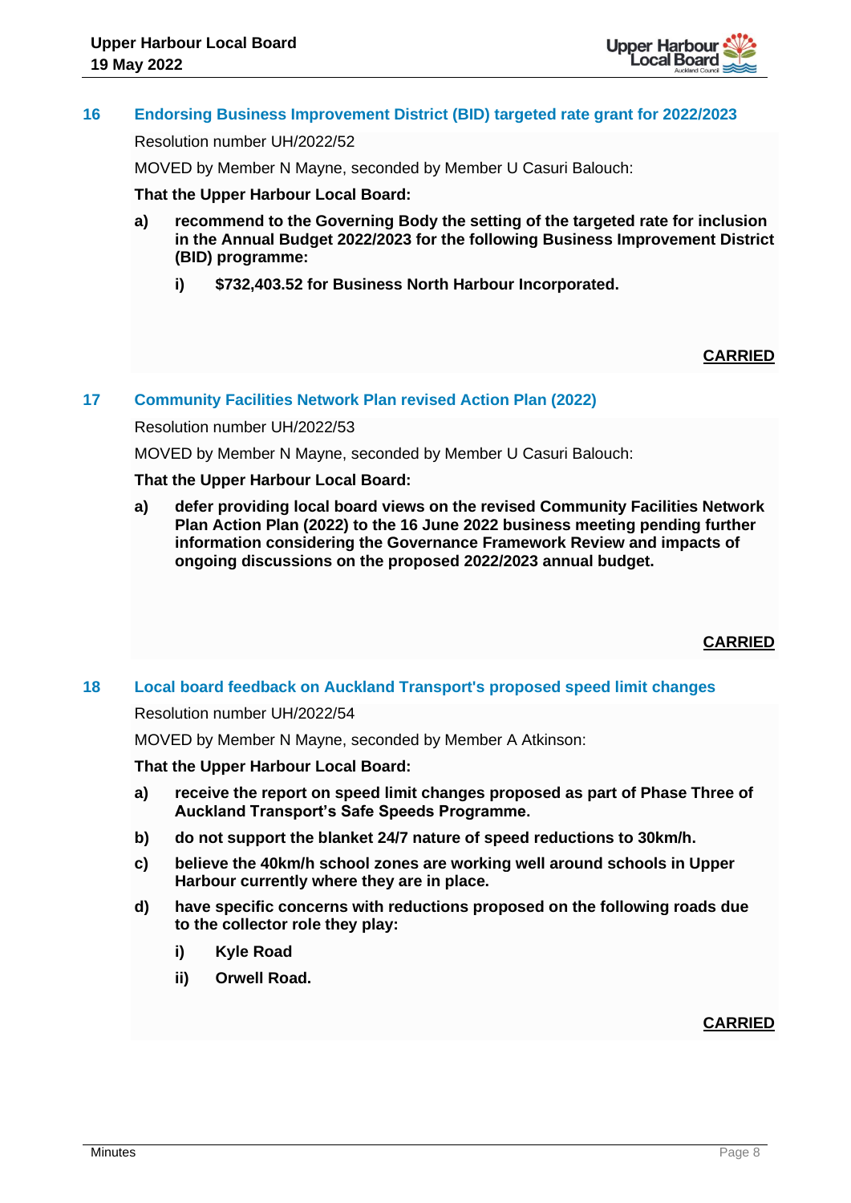## 16 Endorsing Business Improvement District (BID) targeted rate grant for 2022/2023

Resolution number UH/2022/52

MOVED by Member N Mayne, seconded by Member U Casuri Balouch:

**That the Upper Harbour Local Board:**

**a) recommend to the Governing Body the setting of the targeted rate for inclusion in the Annual Budget 2022/2023 for the following Business Improvement District (BID) programme:**

**i) $732,403.52 for Business North Harbour Incorporated.**

**CARRIED**

## 17 Community Facilities Network Plan revised Action Plan (2022)

Resolution number UH/2022/53

MOVED by Member N Mayne, seconded by Member U Casuri Balouch:

**That the Upper Harbour Local Board:**

**a) defer providing local board views on the revised Community Facilities Network Plan Action Plan (2022) to the 16 June 2022 business meeting pending further information considering the Governance Framework Review and impacts of ongoing discussions on the proposed 2022/2023 annual budget.**

**CARRIED**

## 18 Local board feedback on Auckland Transport's proposed speed limit changes

Resolution number UH/2022/54

MOVED by Member N Mayne, seconded by Member A Atkinson:

**That the Upper Harbour Local Board:**

**a) receive the report on speed limit changes proposed as part of Phase Three of Auckland Transport's Safe Speeds Programme.**

**b) do not support the blanket 24/7 nature of speed reductions to 30km/h.**

**c) believe the 40km/h school zones are working well around schools in Upper Harbour currently where they are in place.**

**d) have specific concerns with reductions proposed on the following roads due to the collector role they play:**

**i) Kyle Road**

**ii) Orwell Road.**

**CARRIED**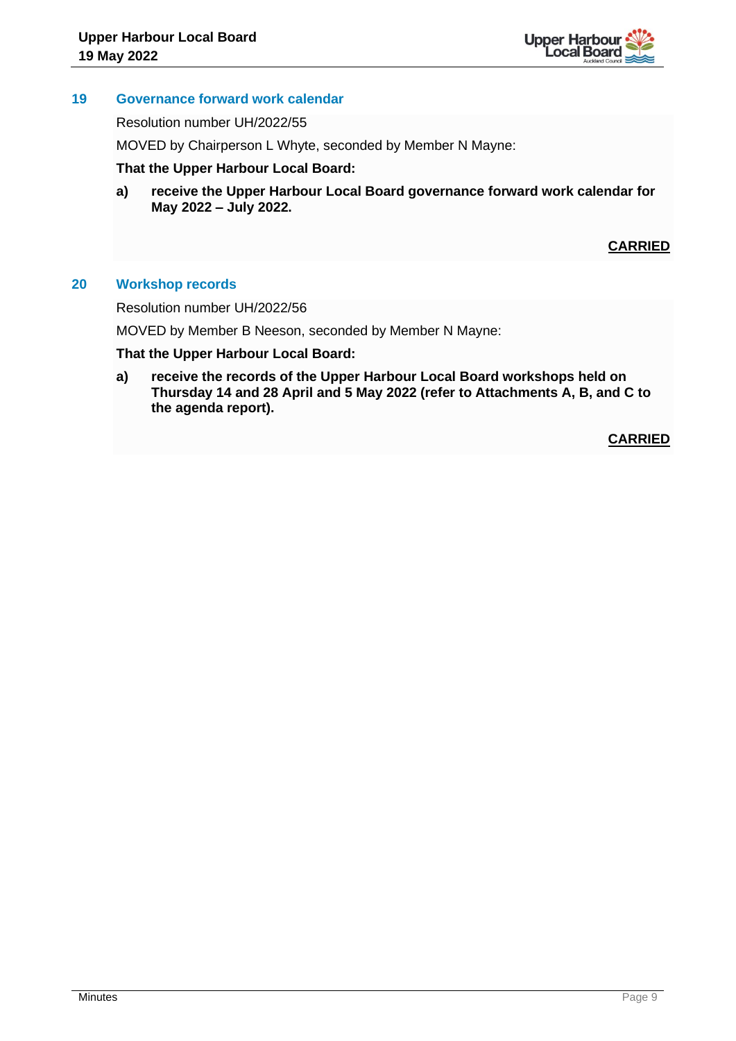## 19 Governance forward work calendar

Resolution number UH/2022/55

MOVED by Chairperson L Whyte, seconded by Member N Mayne:

**That the Upper Harbour Local Board:**

**a) receive the Upper Harbour Local Board governance forward work calendar for May 2022 – July 2022.**

**CARRIED**

## 20 Workshop records

Resolution number UH/2022/56

MOVED by Member B Neeson, seconded by Member N Mayne:

**That the Upper Harbour Local Board:**

**a) receive the records of the Upper Harbour Local Board workshops held on Thursday 14 and 28 April and 5 May 2022 (refer to Attachments A, B, and C to the agenda report).**

**CARRIED**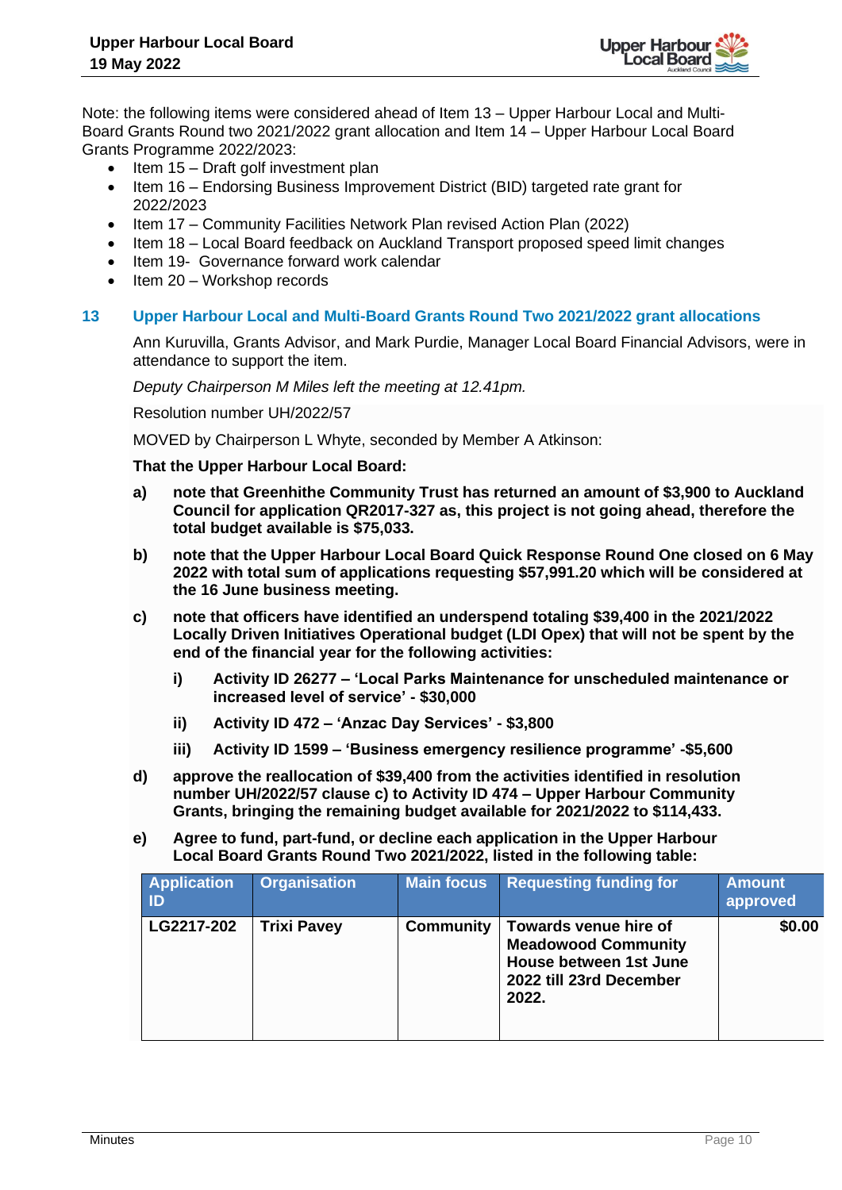Note: the following items were considered ahead of Item 13 – Upper Harbour Local and Multi-Board Grants Round two 2021/2022 grant allocation and Item 14 – Upper Harbour Local Board Grants Programme 2022/2023:

- Item 15 – Draft golf investment plan
- Item 16 – Endorsing Business Improvement District (BID) targeted rate grant for 2022/2023
- Item 17 – Community Facilities Network Plan revised Action Plan (2022)
- Item 18 – Local Board feedback on Auckland Transport proposed speed limit changes
- Item 19- Governance forward work calendar
- Item 20 – Workshop records

## 13 Upper Harbour Local and Multi-Board Grants Round Two 2021/2022 grant allocations

Ann Kuruvilla, Grants Advisor, and Mark Purdie, Manager Local Board Financial Advisors, were in attendance to support the item.

*Deputy Chairperson M Miles left the meeting at 12.41pm.*

Resolution number UH/2022/57

MOVED by Chairperson L Whyte, seconded by Member A Atkinson:

**That the Upper Harbour Local Board:**

**a) note that Greenhithe Community Trust has returned an amount of $3,900 to Auckland Council for application QR2017-327 as, this project is not going ahead, therefore the total budget available is $75,033.**

**b) note that the Upper Harbour Local Board Quick Response Round One closed on 6 May 2022 with total sum of applications requesting $57,991.20 which will be considered at the 16 June business meeting.**

**c) note that officers have identified an underspend totaling $39,400 in the 2021/2022 Locally Driven Initiatives Operational budget (LDI Opex) that will not be spent by the end of the financial year for the following activities:**

**i) Activity ID 26277 – 'Local Parks Maintenance for unscheduled maintenance or increased level of service' - $30,000**

**ii) Activity ID 472 – 'Anzac Day Services' - $3,800**

**iii) Activity ID 1599 – 'Business emergency resilience programme' -$5,600**

**d) approve the reallocation of $39,400 from the activities identified in resolution number UH/2022/57 clause c) to Activity ID 474 – Upper Harbour Community Grants, bringing the remaining budget available for 2021/2022 to $114,433.**

**e) Agree to fund, part-fund, or decline each application in the Upper Harbour Local Board Grants Round Two 2021/2022, listed in the following table:**

| Application ID | Organisation | Main focus | Requesting funding for | Amount approved |
|---|---|---|---|---|
| **LG2217-202** | **Trixi Pavey** | **Community** | **Towards venue hire of Meadowood Community House between 1st June 2022 till 23rd December 2022.** | **$0.00** |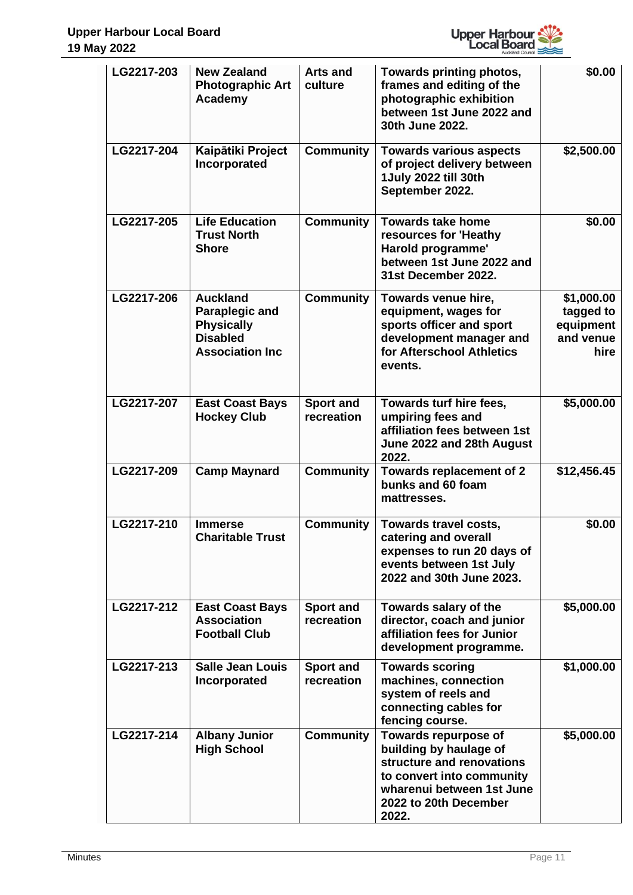| LG2217-203 | New Zealand Photographic Art Academy | Arts and culture | Towards printing photos, frames and editing of the photographic exhibition between 1st June 2022 and 30th June 2022. | $0.00 |
|---|---|---|---|---|
| LG2217-204 | Kaipātiki Project Incorporated | Community | Towards various aspects of project delivery between 1July 2022 till 30th September 2022. | $2,500.00 |
| LG2217-205 | Life Education Trust North Shore | Community | Towards take home resources for 'Heathy Harold programme' between 1st June 2022 and 31st December 2022. | $0.00 |
| LG2217-206 | Auckland Paraplegic and Physically Disabled Association Inc | Community | Towards venue hire, equipment, wages for sports officer and sport development manager and for Afterschool Athletics events. | $1,000.00 tagged to equipment and venue hire |
| LG2217-207 | East Coast Bays Hockey Club | Sport and recreation | Towards turf hire fees, umpiring fees and affiliation fees between 1st June 2022 and 28th August 2022. | $5,000.00 |
| LG2217-209 | Camp Maynard | Community | Towards replacement of 2 bunks and 60 foam mattresses. | $12,456.45 |
| LG2217-210 | Immerse Charitable Trust | Community | Towards travel costs, catering and overall expenses to run 20 days of events between 1st July 2022 and 30th June 2023. | $0.00 |
| LG2217-212 | East Coast Bays Association Football Club | Sport and recreation | Towards salary of the director, coach and junior affiliation fees for Junior development programme. | $5,000.00 |
| LG2217-213 | Salle Jean Louis Incorporated | Sport and recreation | Towards scoring machines, connection system of reels and connecting cables for fencing course. | $1,000.00 |
| LG2217-214 | Albany Junior High School | Community | Towards repurpose of building by haulage of structure and renovations to convert into community wharenui between 1st June 2022 to 20th December 2022. | $5,000.00 |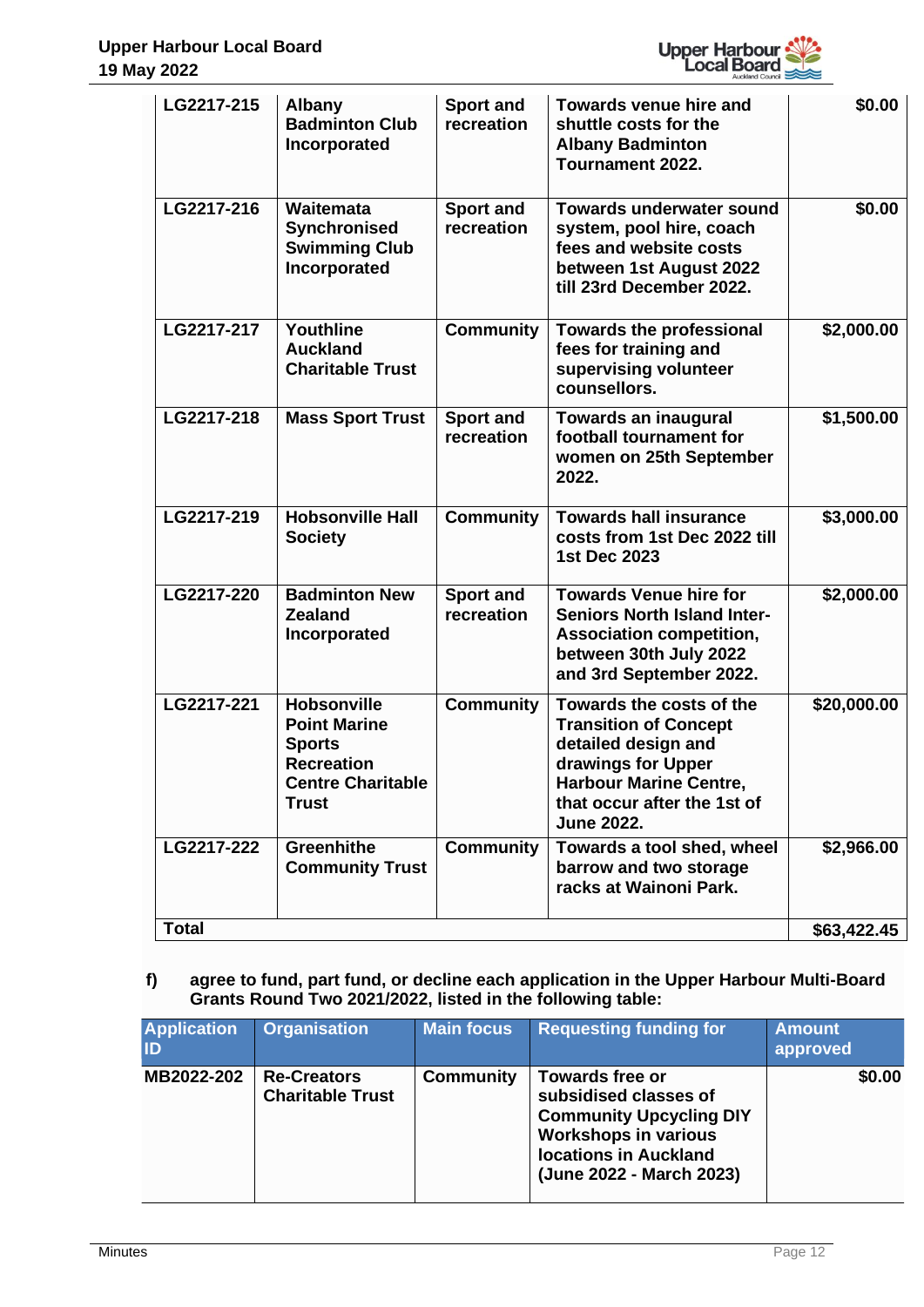| | | | | |
|---|---|---|---|---|
| LG2217-215 | Albany Badminton Club Incorporated | Sport and recreation | Towards venue hire and shuttle costs for the Albany Badminton Tournament 2022. | $0.00 |
| LG2217-216 | Waitemata Synchronised Swimming Club Incorporated | Sport and recreation | Towards underwater sound system, pool hire, coach fees and website costs between 1st August 2022 till 23rd December 2022. | $0.00 |
| LG2217-217 | Youthline Auckland Charitable Trust | Community | Towards the professional fees for training and supervising volunteer counsellors. | $2,000.00 |
| LG2217-218 | Mass Sport Trust | Sport and recreation | Towards an inaugural football tournament for women on 25th September 2022. | $1,500.00 |
| LG2217-219 | Hobsonville Hall Society | Community | Towards hall insurance costs from 1st Dec 2022 till 1st Dec 2023 | $3,000.00 |
| LG2217-220 | Badminton New Zealand Incorporated | Sport and recreation | Towards Venue hire for Seniors North Island Inter-Association competition, between 30th July 2022 and 3rd September 2022. | $2,000.00 |
| LG2217-221 | Hobsonville Point Marine Sports Recreation Centre Charitable Trust | Community | Towards the costs of the Transition of Concept detailed design and drawings for Upper Harbour Marine Centre, that occur after the 1st of June 2022. | $20,000.00 |
| LG2217-222 | Greenhithe Community Trust | Community | Towards a tool shed, wheel barrow and two storage racks at Wainoni Park. | $2,966.00 |
| **Total** | | | | **$63,422.45** |

f) agree to fund, part fund, or decline each application in the Upper Harbour Multi-Board Grants Round Two 2021/2022, listed in the following table:

| Application ID | Organisation | Main focus | Requesting funding for | Amount approved |
|---|---|---|---|---|
| MB2022-202 | Re-Creators Charitable Trust | Community | Towards free or subsidised classes of Community Upcycling DIY Workshops in various locations in Auckland (June 2022 - March 2023) | $0.00 |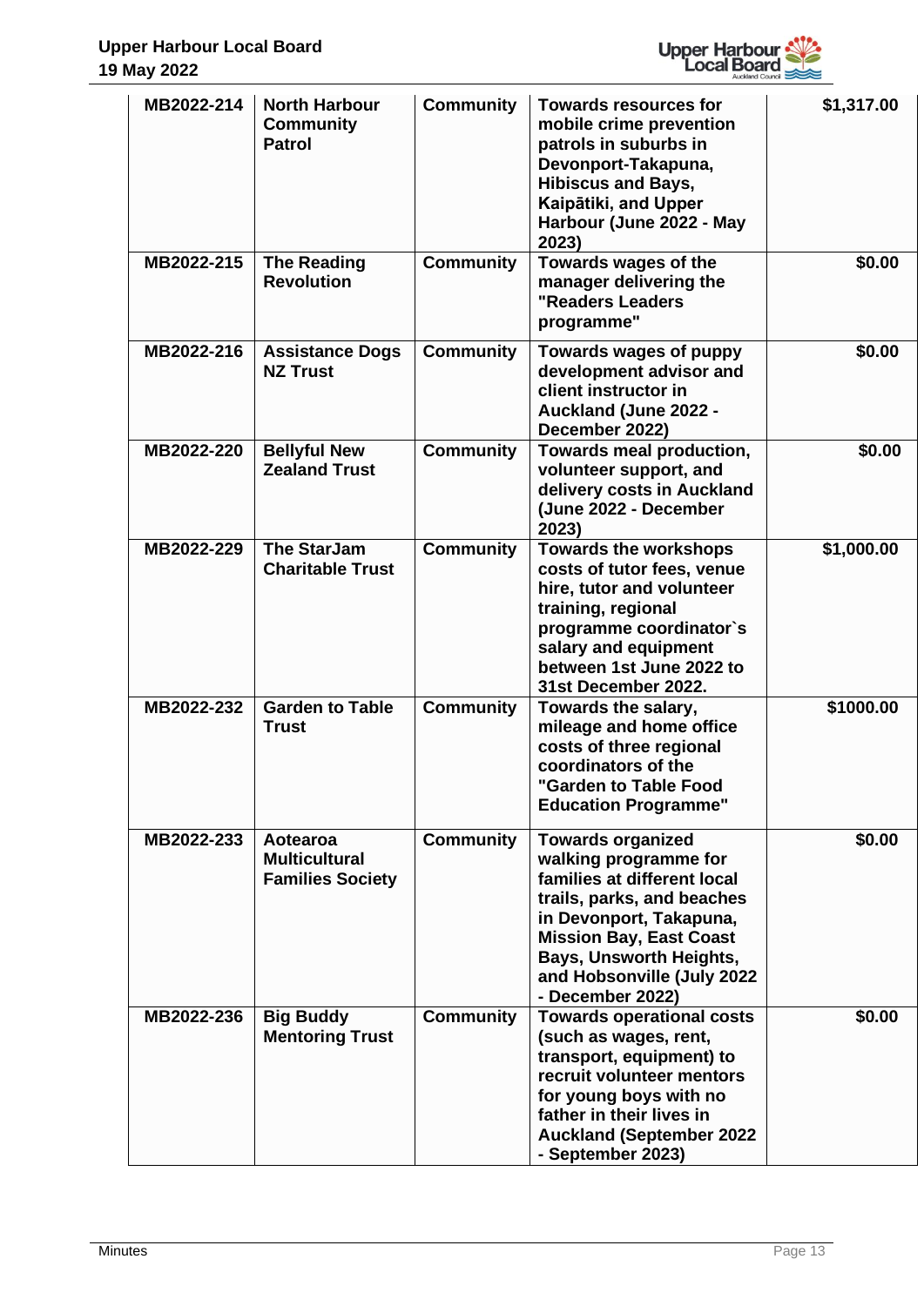| | | | | |
|---|---|---|---|---|
| MB2022-214 | North Harbour Community Patrol | Community | Towards resources for mobile crime prevention patrols in suburbs in Devonport-Takapuna, Hibiscus and Bays, Kaipātiki, and Upper Harbour (June 2022 - May 2023) | $1,317.00 |
| MB2022-215 | The Reading Revolution | Community | Towards wages of the manager delivering the "Readers Leaders programme" | $0.00 |
| MB2022-216 | Assistance Dogs NZ Trust | Community | Towards wages of puppy development advisor and client instructor in Auckland (June 2022 - December 2022) | $0.00 |
| MB2022-220 | Bellyful New Zealand Trust | Community | Towards meal production, volunteer support, and delivery costs in Auckland (June 2022 - December 2023) | $0.00 |
| MB2022-229 | The StarJam Charitable Trust | Community | Towards the workshops costs of tutor fees, venue hire, tutor and volunteer training, regional programme coordinator`s salary and equipment between 1st June 2022 to 31st December 2022. | $1,000.00 |
| MB2022-232 | Garden to Table Trust | Community | Towards the salary, mileage and home office costs of three regional coordinators of the "Garden to Table Food Education Programme" | $1000.00 |
| MB2022-233 | Aotearoa Multicultural Families Society | Community | Towards organized walking programme for families at different local trails, parks, and beaches in Devonport, Takapuna, Mission Bay, East Coast Bays, Unsworth Heights, and Hobsonville (July 2022 - December 2022) | $0.00 |
| MB2022-236 | Big Buddy Mentoring Trust | Community | Towards operational costs (such as wages, rent, transport, equipment) to recruit volunteer mentors for young boys with no father in their lives in Auckland (September 2022 - September 2023) | $0.00 |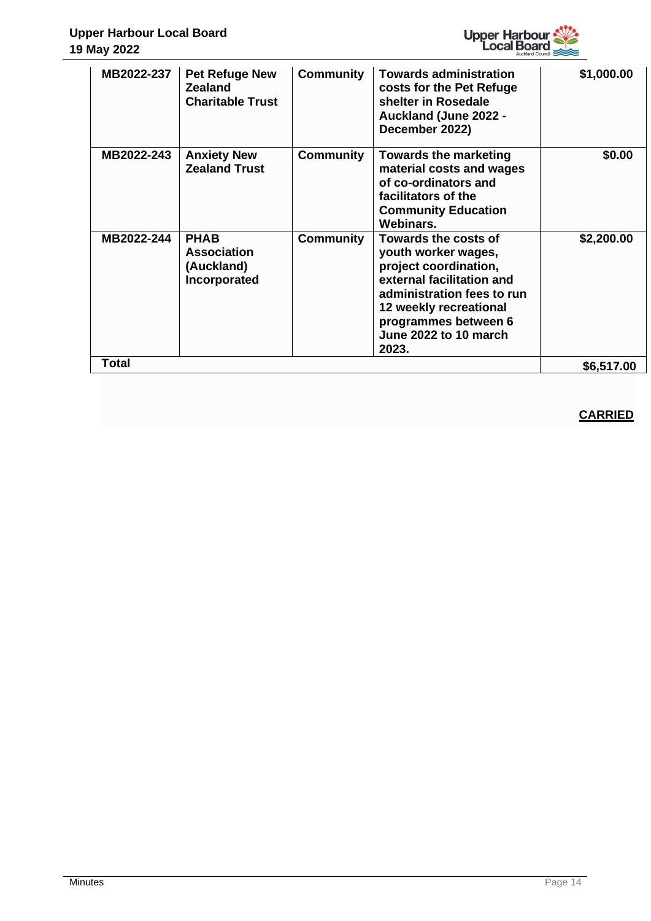| | | | | |
|---|---|---|---|---|
| **MB2022-237** | **Pet Refuge New Zealand Charitable Trust** | **Community** | **Towards administration costs for the Pet Refuge shelter in Rosedale Auckland (June 2022 - December 2022)** | **$1,000.00** |
| **MB2022-243** | **Anxiety New Zealand Trust** | **Community** | **Towards the marketing material costs and wages of co-ordinators and facilitators of the Community Education Webinars.** | **$0.00** |
| **MB2022-244** | **PHAB Association (Auckland) Incorporated** | **Community** | **Towards the costs of youth worker wages, project coordination, external facilitation and administration fees to run 12 weekly recreational programmes between 6 June 2022 to 10 march 2023.** | **$2,200.00** |
| **Total** | | | | **$6,517.00** |

**CARRIED**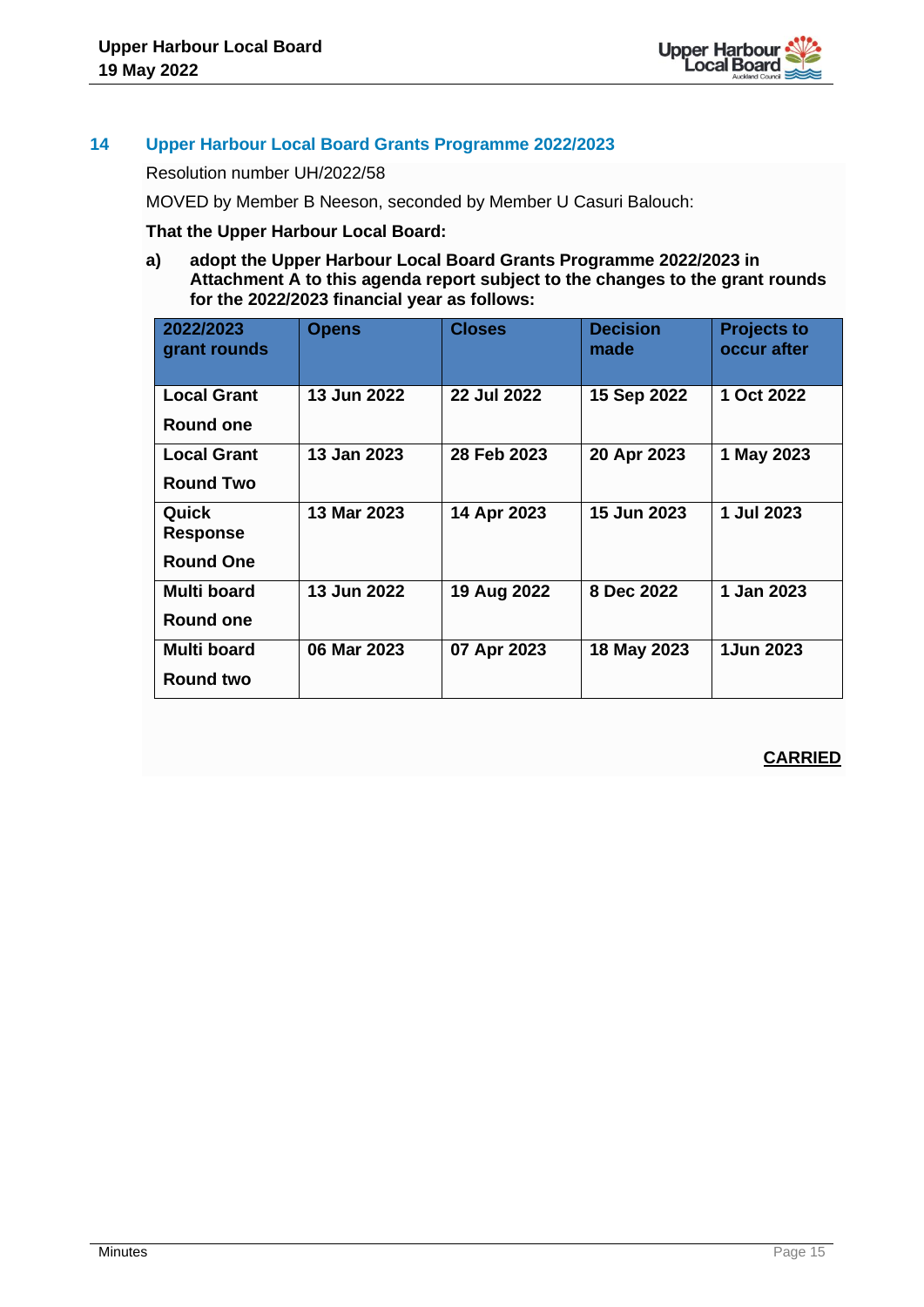## 14 Upper Harbour Local Board Grants Programme 2022/2023

Resolution number UH/2022/58

MOVED by Member B Neeson, seconded by Member U Casuri Balouch:

**That the Upper Harbour Local Board:**

**a) adopt the Upper Harbour Local Board Grants Programme 2022/2023 in Attachment A to this agenda report subject to the changes to the grant rounds for the 2022/2023 financial year as follows:**

| 2022/2023 grant rounds | Opens | Closes | Decision made | Projects to occur after |
|---|---|---|---|---|
| **Local Grant Round one** | **13 Jun 2022** | **22 Jul 2022** | **15 Sep 2022** | **1 Oct 2022** |
| **Local Grant Round Two** | **13 Jan 2023** | **28 Feb 2023** | **20 Apr 2023** | **1 May 2023** |
| **Quick Response Round One** | **13 Mar 2023** | **14 Apr 2023** | **15 Jun 2023** | **1 Jul 2023** |
| **Multi board Round one** | **13 Jun 2022** | **19 Aug 2022** | **8 Dec 2022** | **1 Jan 2023** |
| **Multi board Round two** | **06 Mar 2023** | **07 Apr 2023** | **18 May 2023** | **1Jun 2023** |

**CARRIED**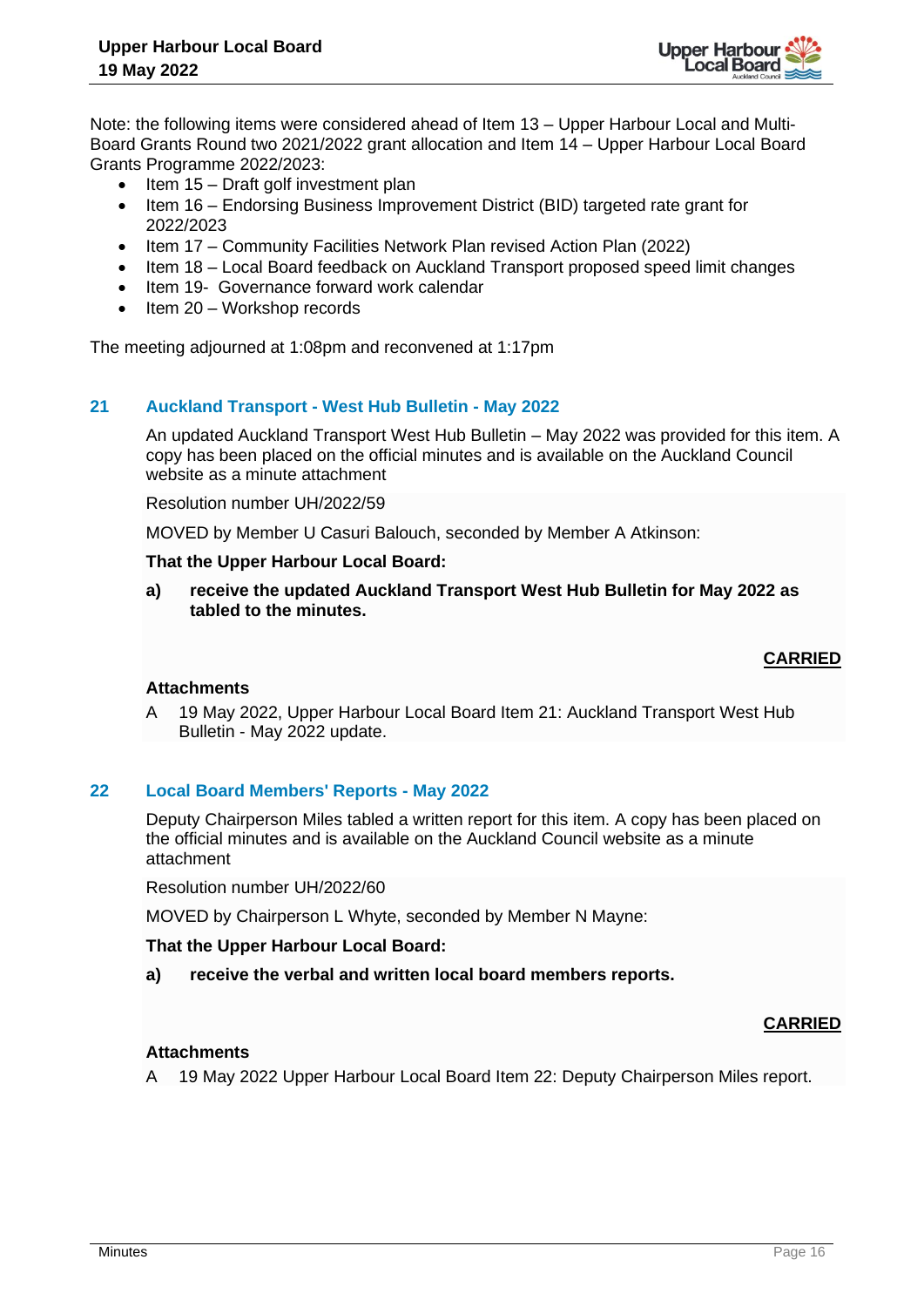Note: the following items were considered ahead of Item 13 – Upper Harbour Local and Multi-Board Grants Round two 2021/2022 grant allocation and Item 14 – Upper Harbour Local Board Grants Programme 2022/2023:

- Item 15 – Draft golf investment plan
- Item 16 – Endorsing Business Improvement District (BID) targeted rate grant for 2022/2023
- Item 17 – Community Facilities Network Plan revised Action Plan (2022)
- Item 18 – Local Board feedback on Auckland Transport proposed speed limit changes
- Item 19- Governance forward work calendar
- Item 20 – Workshop records

The meeting adjourned at 1:08pm and reconvened at 1:17pm

## 21 Auckland Transport - West Hub Bulletin - May 2022

An updated Auckland Transport West Hub Bulletin – May 2022 was provided for this item. A copy has been placed on the official minutes and is available on the Auckland Council website as a minute attachment

Resolution number UH/2022/59

MOVED by Member U Casuri Balouch, seconded by Member A Atkinson:

**That the Upper Harbour Local Board:**

**a) receive the updated Auckland Transport West Hub Bulletin for May 2022 as tabled to the minutes.**

**CARRIED**

**Attachments**

A 19 May 2022, Upper Harbour Local Board Item 21: Auckland Transport West Hub Bulletin - May 2022 update.

## 22 Local Board Members' Reports - May 2022

Deputy Chairperson Miles tabled a written report for this item. A copy has been placed on the official minutes and is available on the Auckland Council website as a minute attachment

Resolution number UH/2022/60

MOVED by Chairperson L Whyte, seconded by Member N Mayne:

**That the Upper Harbour Local Board:**

**a) receive the verbal and written local board members reports.**

**CARRIED**

**Attachments**

A 19 May 2022 Upper Harbour Local Board Item 22: Deputy Chairperson Miles report.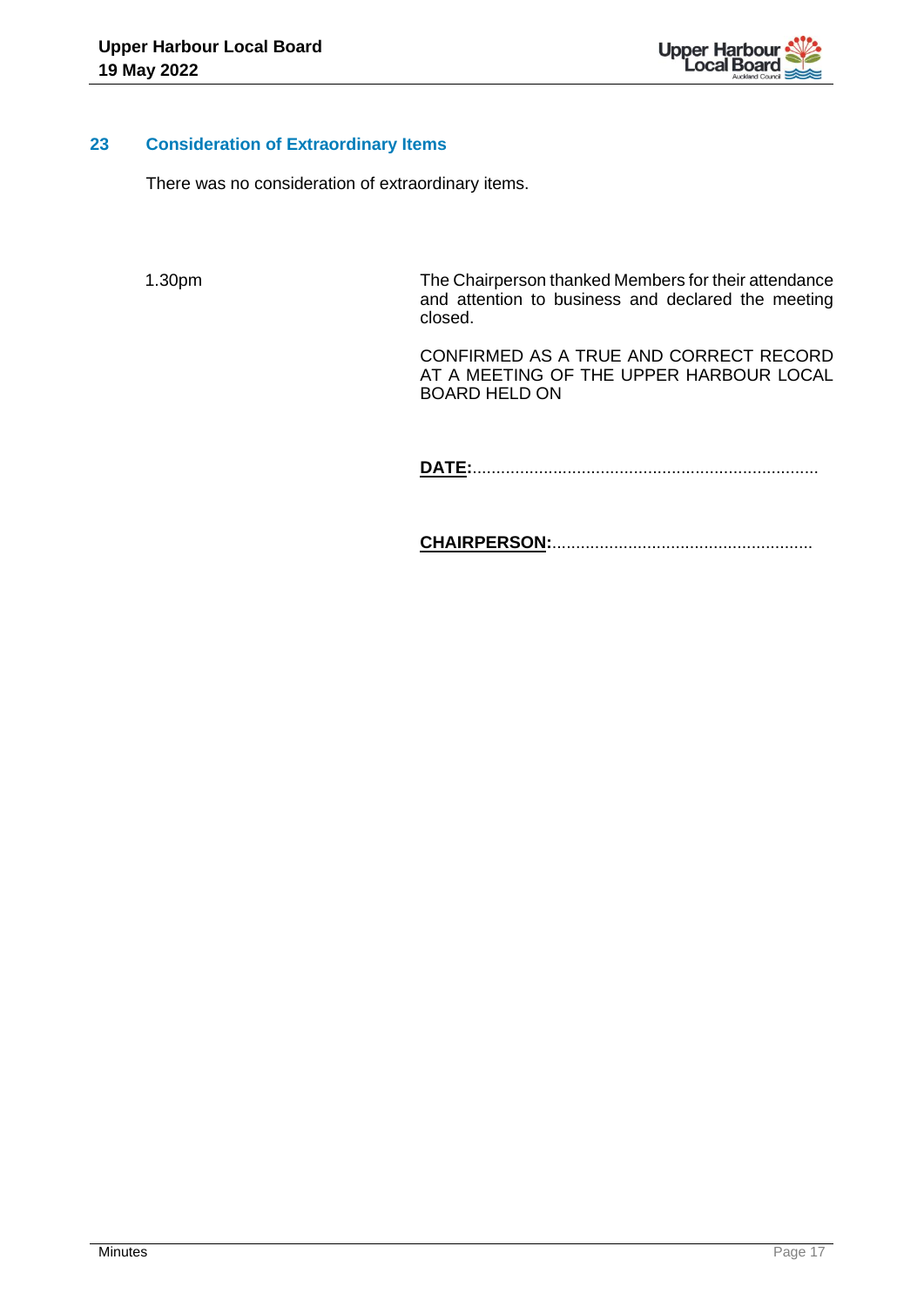## 23 Consideration of Extraordinary Items

There was no consideration of extraordinary items.

1.30pm

The Chairperson thanked Members for their attendance and attention to business and declared the meeting closed.

CONFIRMED AS A TRUE AND CORRECT RECORD AT A MEETING OF THE UPPER HARBOUR LOCAL BOARD HELD ON

**DATE:**.........................................................................

**CHAIRPERSON:**.......................................................